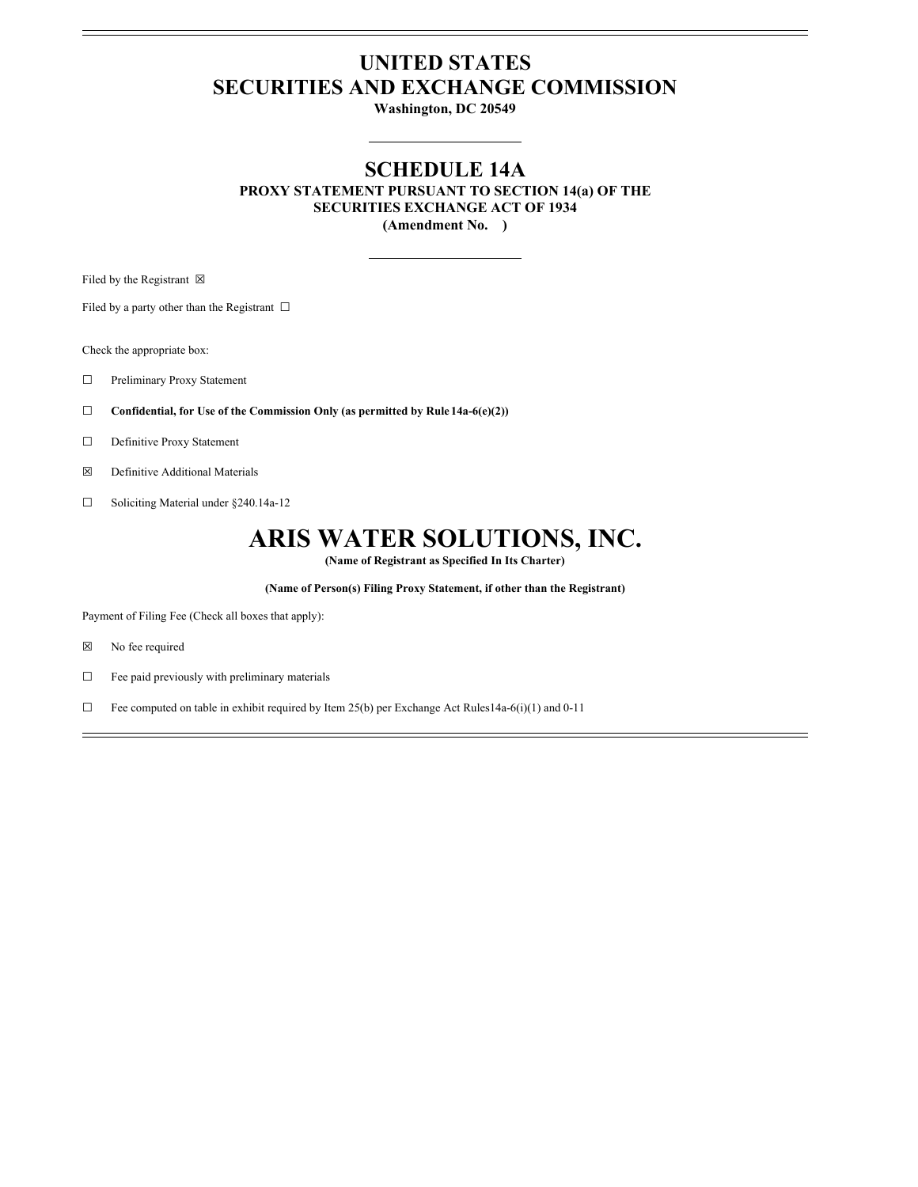# UNITED STATES
# SECURITIES AND EXCHANGE COMMISSION

**Washington, DC 20549**

## SCHEDULE 14A

**PROXY STATEMENT PURSUANT TO SECTION 14(a) OF THE SECURITIES EXCHANGE ACT OF 1934**
**(Amendment No. )**

Filed by the Registrant ☒

Filed by a party other than the Registrant ☐

Check the appropriate box:

☐ Preliminary Proxy Statement

☐ **Confidential, for Use of the Commission Only (as permitted by Rule 14a-6(e)(2))**

☐ Definitive Proxy Statement

☒ Definitive Additional Materials

☐ Soliciting Material under §240.14a-12

# ARIS WATER SOLUTIONS, INC.

**(Name of Registrant as Specified In Its Charter)**

**(Name of Person(s) Filing Proxy Statement, if other than the Registrant)**

Payment of Filing Fee (Check all boxes that apply):

☒ No fee required

☐ Fee paid previously with preliminary materials

☐ Fee computed on table in exhibit required by Item 25(b) per Exchange Act Rules14a-6(i)(1) and 0-11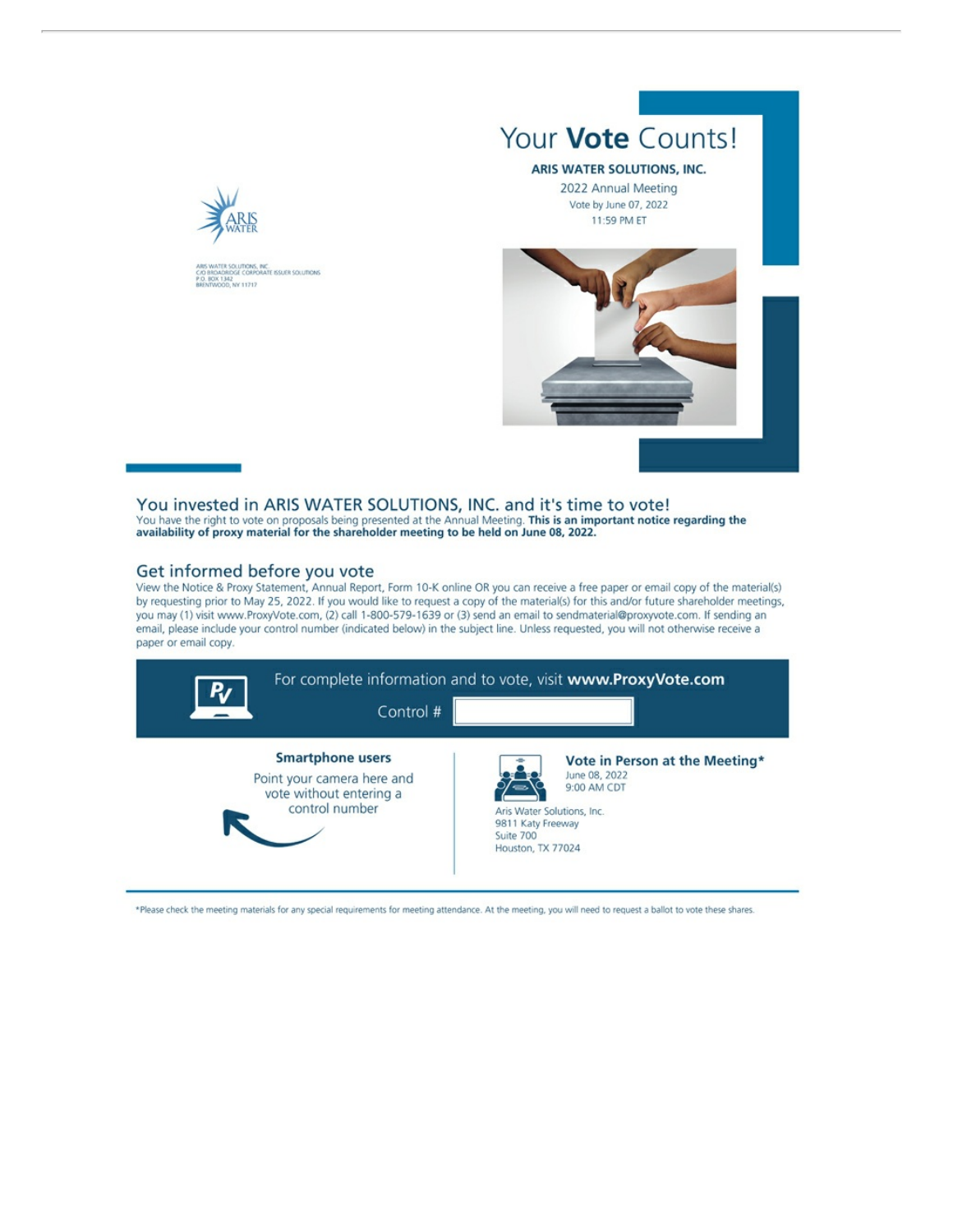ARIS WATER

ARIS WATER SOLUTIONS, INC.
C/O BROADRIDGE CORPORATE ISSUER SOLUTIONS
P.O. BOX 1342
BRENTWOOD, NY 11717

# Your **Vote** Counts!

**ARIS WATER SOLUTIONS, INC.**

2022 Annual Meeting

Vote by June 07, 2022
11:59 PM ET

## You invested in ARIS WATER SOLUTIONS, INC. and it's time to vote!

You have the right to vote on proposals being presented at the Annual Meeting. **This is an important notice regarding the availability of proxy material for the shareholder meeting to be held on June 08, 2022.**

## Get informed before you vote

View the Notice & Proxy Statement, Annual Report, Form 10-K online OR you can receive a free paper or email copy of the material(s) by requesting prior to May 25, 2022. If you would like to request a copy of the material(s) for this and/or future shareholder meetings, you may (1) visit www.ProxyVote.com, (2) call 1-800-579-1639 or (3) send an email to sendmaterial@proxyvote.com. If sending an email, please include your control number (indicated below) in the subject line. Unless requested, you will not otherwise receive a paper or email copy.

For complete information and to vote, visit **www.ProxyVote.com**

Control #

**Smartphone users**

Point your camera here and vote without entering a control number

**Vote in Person at the Meeting***

June 08, 2022
9:00 AM CDT

Aris Water Solutions, Inc.
9811 Katy Freeway
Suite 700
Houston, TX 77024

*Please check the meeting materials for any special requirements for meeting attendance. At the meeting, you will need to request a ballot to vote these shares.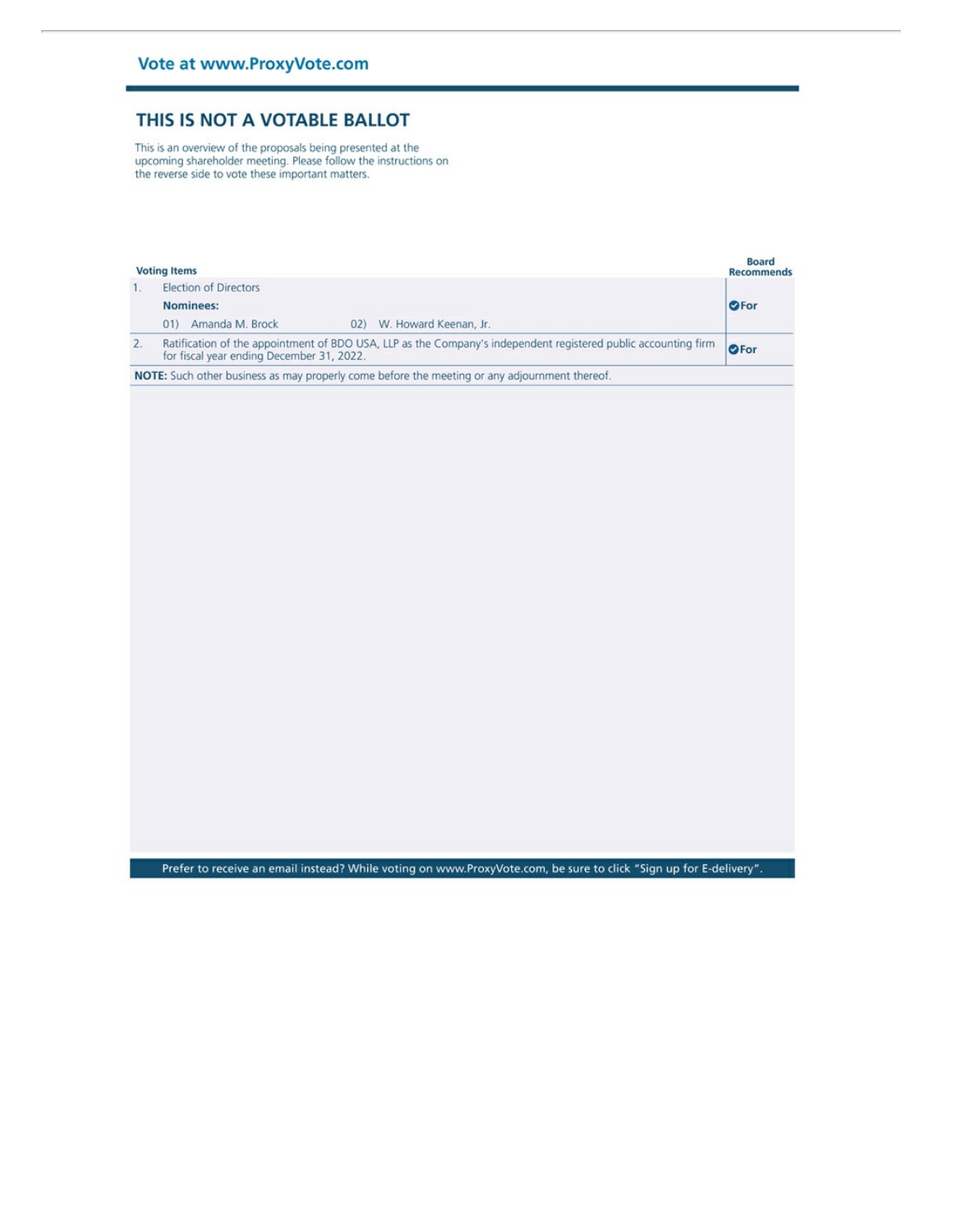Vote at www.ProxyVote.com

## THIS IS NOT A VOTABLE BALLOT

This is an overview of the proposals being presented at the upcoming shareholder meeting. Please follow the instructions on the reverse side to vote these important matters.

| Voting Items | | Board Recommends |
|---|---|---|
| 1. | Election of Directors<br>**Nominees:**<br>01) Amanda M. Brock 02) W. Howard Keenan, Jr. | For |
| 2. | Ratification of the appointment of BDO USA, LLP as the Company's independent registered public accounting firm for fiscal year ending December 31, 2022. | For |

**NOTE:** Such other business as may properly come before the meeting or any adjournment thereof.

Prefer to receive an email instead? While voting on www.ProxyVote.com, be sure to click "Sign up for E-delivery".